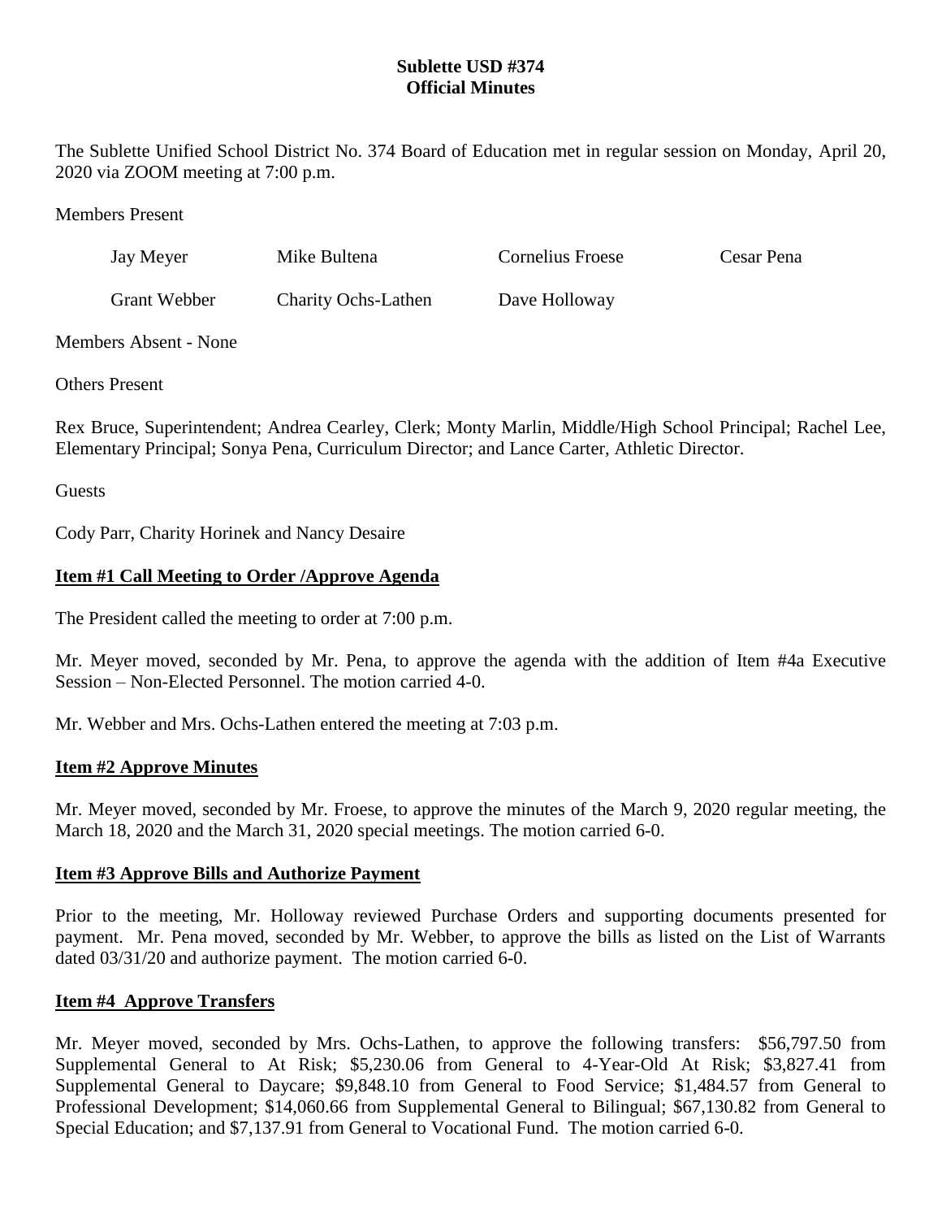**Sublette USD #374**
**Official Minutes**

The Sublette Unified School District No. 374 Board of Education met in regular session on Monday, April 20, 2020 via ZOOM meeting at 7:00 p.m.

Members Present

| | | | |
|---|---|---|---|
| Jay Meyer | Mike Bultena | Cornelius Froese | Cesar Pena |
| Grant Webber | Charity Ochs-Lathen | Dave Holloway | |

Members Absent - None

Others Present

Rex Bruce, Superintendent; Andrea Cearley, Clerk; Monty Marlin, Middle/High School Principal; Rachel Lee, Elementary Principal; Sonya Pena, Curriculum Director; and Lance Carter, Athletic Director.

Guests

Cody Parr, Charity Horinek and Nancy Desaire

**Item #1 Call Meeting to Order /Approve Agenda**

The President called the meeting to order at 7:00 p.m.

Mr. Meyer moved, seconded by Mr. Pena, to approve the agenda with the addition of Item #4a Executive Session – Non-Elected Personnel. The motion carried 4-0.

Mr. Webber and Mrs. Ochs-Lathen entered the meeting at 7:03 p.m.

**Item #2 Approve Minutes**

Mr. Meyer moved, seconded by Mr. Froese, to approve the minutes of the March 9, 2020 regular meeting, the March 18, 2020 and the March 31, 2020 special meetings. The motion carried 6-0.

**Item #3 Approve Bills and Authorize Payment**

Prior to the meeting, Mr. Holloway reviewed Purchase Orders and supporting documents presented for payment. Mr. Pena moved, seconded by Mr. Webber, to approve the bills as listed on the List of Warrants dated 03/31/20 and authorize payment. The motion carried 6-0.

**Item #4 Approve Transfers**

Mr. Meyer moved, seconded by Mrs. Ochs-Lathen, to approve the following transfers: $56,797.50 from Supplemental General to At Risk; $5,230.06 from General to 4-Year-Old At Risk; $3,827.41 from Supplemental General to Daycare; $9,848.10 from General to Food Service; $1,484.57 from General to Professional Development; $14,060.66 from Supplemental General to Bilingual; $67,130.82 from General to Special Education; and $7,137.91 from General to Vocational Fund. The motion carried 6-0.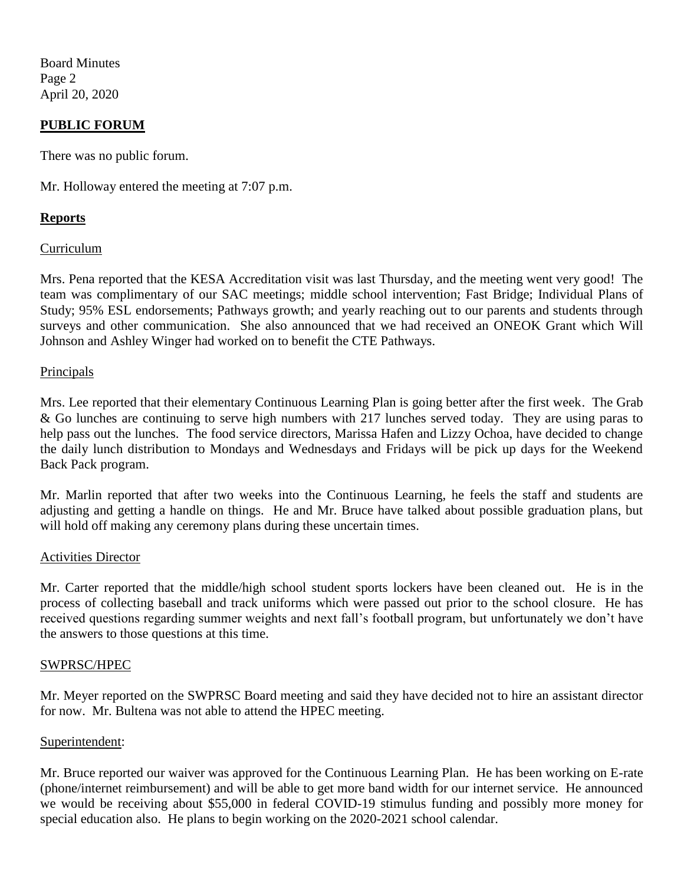## PUBLIC FORUM

There was no public forum.

Mr. Holloway entered the meeting at 7:07 p.m.

## Reports

### Curriculum

Mrs. Pena reported that the KESA Accreditation visit was last Thursday, and the meeting went very good! The team was complimentary of our SAC meetings; middle school intervention; Fast Bridge; Individual Plans of Study; 95% ESL endorsements; Pathways growth; and yearly reaching out to our parents and students through surveys and other communication. She also announced that we had received an ONEOK Grant which Will Johnson and Ashley Winger had worked on to benefit the CTE Pathways.

### Principals

Mrs. Lee reported that their elementary Continuous Learning Plan is going better after the first week. The Grab & Go lunches are continuing to serve high numbers with 217 lunches served today. They are using paras to help pass out the lunches. The food service directors, Marissa Hafen and Lizzy Ochoa, have decided to change the daily lunch distribution to Mondays and Wednesdays and Fridays will be pick up days for the Weekend Back Pack program.

Mr. Marlin reported that after two weeks into the Continuous Learning, he feels the staff and students are adjusting and getting a handle on things. He and Mr. Bruce have talked about possible graduation plans, but will hold off making any ceremony plans during these uncertain times.

### Activities Director

Mr. Carter reported that the middle/high school student sports lockers have been cleaned out. He is in the process of collecting baseball and track uniforms which were passed out prior to the school closure. He has received questions regarding summer weights and next fall's football program, but unfortunately we don't have the answers to those questions at this time.

### SWPRSC/HPEC

Mr. Meyer reported on the SWPRSC Board meeting and said they have decided not to hire an assistant director for now. Mr. Bultena was not able to attend the HPEC meeting.

### Superintendent:

Mr. Bruce reported our waiver was approved for the Continuous Learning Plan. He has been working on E-rate (phone/internet reimbursement) and will be able to get more band width for our internet service. He announced we would be receiving about $55,000 in federal COVID-19 stimulus funding and possibly more money for special education also. He plans to begin working on the 2020-2021 school calendar.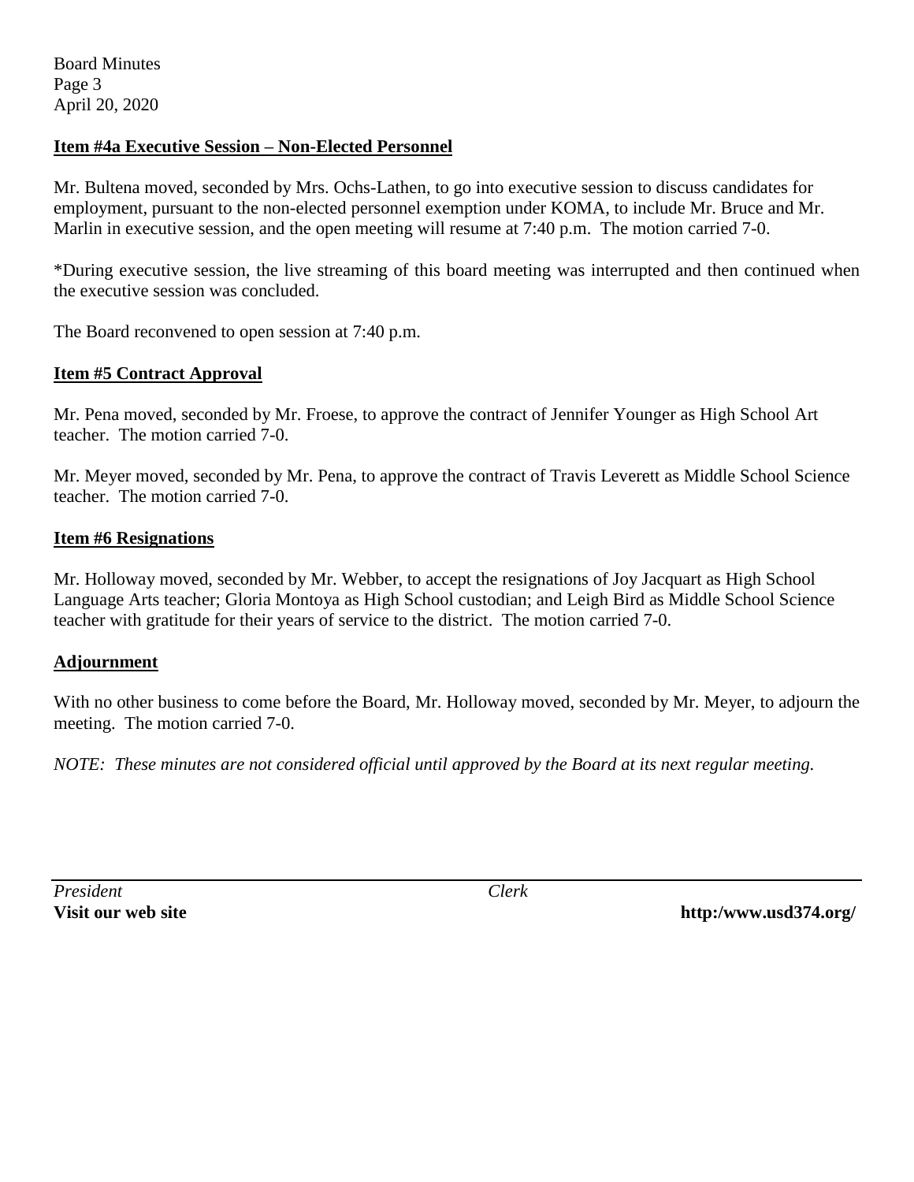### Item #4a Executive Session – Non-Elected Personnel

Mr. Bultena moved, seconded by Mrs. Ochs-Lathen, to go into executive session to discuss candidates for employment, pursuant to the non-elected personnel exemption under KOMA, to include Mr. Bruce and Mr. Marlin in executive session, and the open meeting will resume at 7:40 p.m. The motion carried 7-0.

*During executive session, the live streaming of this board meeting was interrupted and then continued when the executive session was concluded.

The Board reconvened to open session at 7:40 p.m.

### Item #5 Contract Approval

Mr. Pena moved, seconded by Mr. Froese, to approve the contract of Jennifer Younger as High School Art teacher. The motion carried 7-0.

Mr. Meyer moved, seconded by Mr. Pena, to approve the contract of Travis Leverett as Middle School Science teacher. The motion carried 7-0.

### Item #6 Resignations

Mr. Holloway moved, seconded by Mr. Webber, to accept the resignations of Joy Jacquart as High School Language Arts teacher; Gloria Montoya as High School custodian; and Leigh Bird as Middle School Science teacher with gratitude for their years of service to the district. The motion carried 7-0.

### Adjournment

With no other business to come before the Board, Mr. Holloway moved, seconded by Mr. Meyer, to adjourn the meeting. The motion carried 7-0.

*NOTE: These minutes are not considered official until approved by the Board at its next regular meeting.*

*President* *Clerk*

**Visit our web site** **http:/www.usd374.org/**